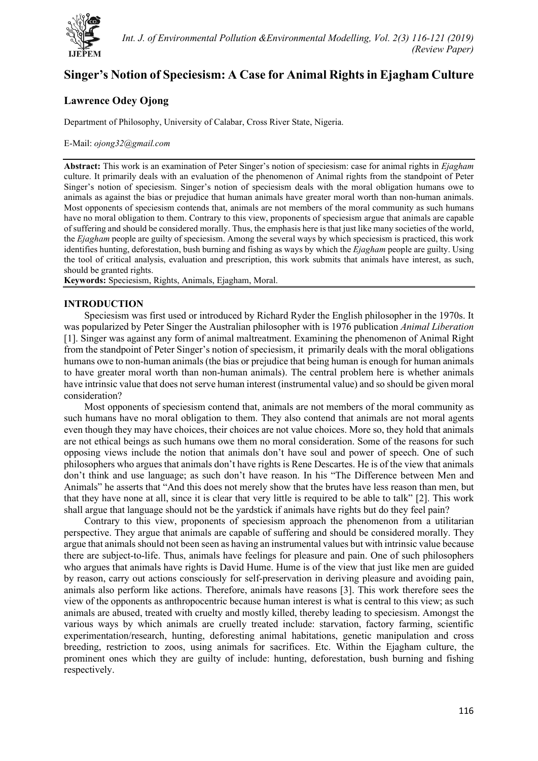# Singer's Notion of Speciesism: A Case for Animal Rights in Ejagham Culture

**Lawrence Odey Ojong**

Department of Philosophy, University of Calabar, Cross River State, Nigeria.

E-Mail: *ojong32@gmail.com*

**Abstract:** This work is an examination of Peter Singer's notion of speciesism: case for animal rights in *Ejagham* culture. It primarily deals with an evaluation of the phenomenon of Animal rights from the standpoint of Peter Singer's notion of speciesism. Singer's notion of speciesism deals with the moral obligation humans owe to animals as against the bias or prejudice that human animals have greater moral worth than non-human animals. Most opponents of speciesism contends that, animals are not members of the moral community as such humans have no moral obligation to them. Contrary to this view, proponents of speciesism argue that animals are capable of suffering and should be considered morally. Thus, the emphasis here is that just like many societies of the world, the *Ejagham* people are guilty of speciesism. Among the several ways by which speciesism is practiced, this work identifies hunting, deforestation, bush burning and fishing as ways by which the *Ejagham* people are guilty. Using the tool of critical analysis, evaluation and prescription, this work submits that animals have interest, as such, should be granted rights.

**Keywords:** Speciesism, Rights, Animals, Ejagham, Moral.

## INTRODUCTION

Speciesism was first used or introduced by Richard Ryder the English philosopher in the 1970s. It was popularized by Peter Singer the Australian philosopher with is 1976 publication *Animal Liberation* [1]. Singer was against any form of animal maltreatment. Examining the phenomenon of Animal Right from the standpoint of Peter Singer's notion of speciesism, it primarily deals with the moral obligations humans owe to non-human animals (the bias or prejudice that being human is enough for human animals to have greater moral worth than non-human animals). The central problem here is whether animals have intrinsic value that does not serve human interest (instrumental value) and so should be given moral consideration?

Most opponents of speciesism contend that, animals are not members of the moral community as such humans have no moral obligation to them. They also contend that animals are not moral agents even though they may have choices, their choices are not value choices. More so, they hold that animals are not ethical beings as such humans owe them no moral consideration. Some of the reasons for such opposing views include the notion that animals don't have soul and power of speech. One of such philosophers who argues that animals don't have rights is Rene Descartes. He is of the view that animals don't think and use language; as such don't have reason. In his "The Difference between Men and Animals" he asserts that "And this does not merely show that the brutes have less reason than men, but that they have none at all, since it is clear that very little is required to be able to talk" [2]. This work shall argue that language should not be the yardstick if animals have rights but do they feel pain?

Contrary to this view, proponents of speciesism approach the phenomenon from a utilitarian perspective. They argue that animals are capable of suffering and should be considered morally. They argue that animals should not been seen as having an instrumental values but with intrinsic value because there are subject-to-life. Thus, animals have feelings for pleasure and pain. One of such philosophers who argues that animals have rights is David Hume. Hume is of the view that just like men are guided by reason, carry out actions consciously for self-preservation in deriving pleasure and avoiding pain, animals also perform like actions. Therefore, animals have reasons [3]. This work therefore sees the view of the opponents as anthropocentric because human interest is what is central to this view; as such animals are abused, treated with cruelty and mostly killed, thereby leading to speciesism. Amongst the various ways by which animals are cruelly treated include: starvation, factory farming, scientific experimentation/research, hunting, deforesting animal habitations, genetic manipulation and cross breeding, restriction to zoos, using animals for sacrifices. Etc. Within the Ejagham culture, the prominent ones which they are guilty of include: hunting, deforestation, bush burning and fishing respectively.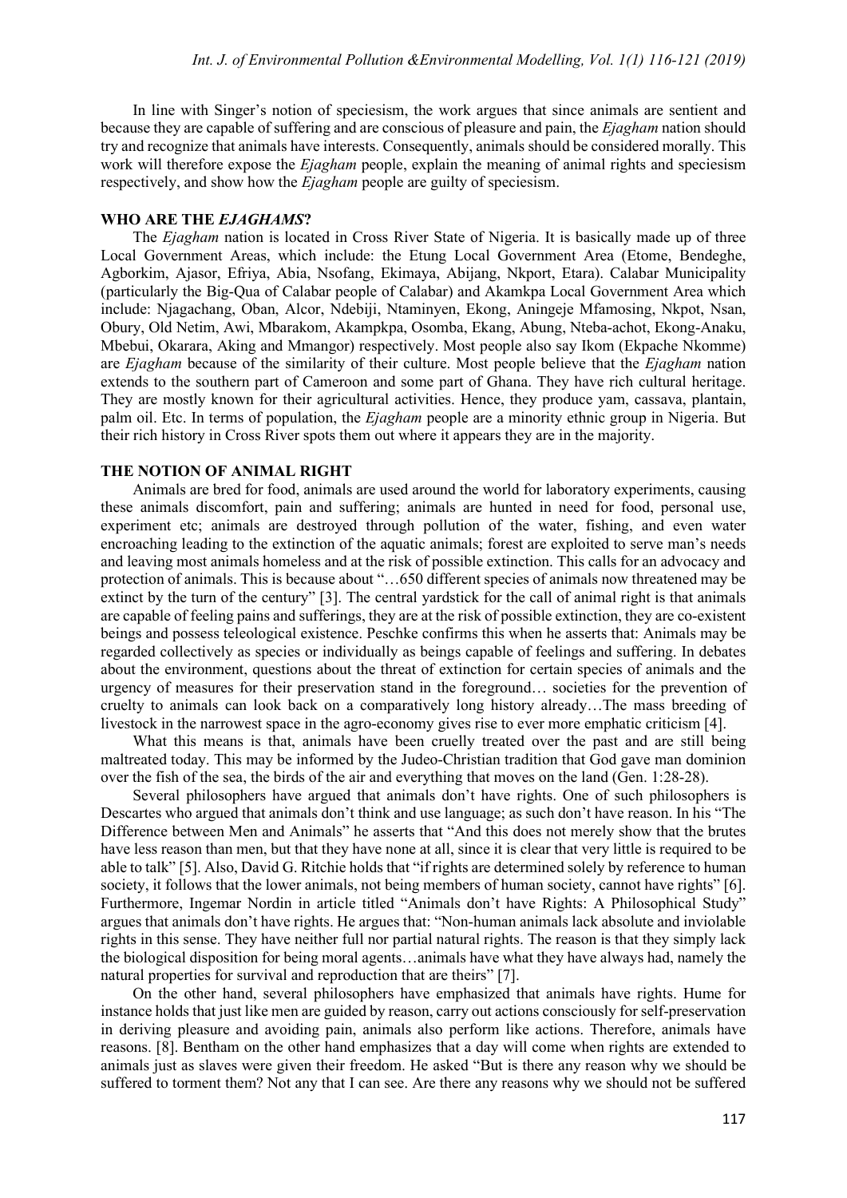In line with Singer's notion of speciesism, the work argues that since animals are sentient and because they are capable of suffering and are conscious of pleasure and pain, the *Ejagham* nation should try and recognize that animals have interests. Consequently, animals should be considered morally. This work will therefore expose the *Ejagham* people, explain the meaning of animal rights and speciesism respectively, and show how the *Ejagham* people are guilty of speciesism.

## WHO ARE THE *EJAGHAMS*?

The *Ejagham* nation is located in Cross River State of Nigeria. It is basically made up of three Local Government Areas, which include: the Etung Local Government Area (Etome, Bendeghe, Agborkim, Ajasor, Efriya, Abia, Nsofang, Ekimaya, Abijang, Nkport, Etara). Calabar Municipality (particularly the Big-Qua of Calabar people of Calabar) and Akamkpa Local Government Area which include: Njagachang, Oban, Alcor, Ndebiji, Ntaminyen, Ekong, Aningeje Mfamosing, Nkpot, Nsan, Obury, Old Netim, Awi, Mbarakom, Akampkpa, Osomba, Ekang, Abung, Nteba-achot, Ekong-Anaku, Mbebui, Okarara, Aking and Mmangor) respectively. Most people also say Ikom (Ekpache Nkomme) are *Ejagham* because of the similarity of their culture. Most people believe that the *Ejagham* nation extends to the southern part of Cameroon and some part of Ghana. They have rich cultural heritage. They are mostly known for their agricultural activities. Hence, they produce yam, cassava, plantain, palm oil. Etc. In terms of population, the *Ejagham* people are a minority ethnic group in Nigeria. But their rich history in Cross River spots them out where it appears they are in the majority.

## THE NOTION OF ANIMAL RIGHT

Animals are bred for food, animals are used around the world for laboratory experiments, causing these animals discomfort, pain and suffering; animals are hunted in need for food, personal use, experiment etc; animals are destroyed through pollution of the water, fishing, and even water encroaching leading to the extinction of the aquatic animals; forest are exploited to serve man's needs and leaving most animals homeless and at the risk of possible extinction. This calls for an advocacy and protection of animals. This is because about "…650 different species of animals now threatened may be extinct by the turn of the century" [3]. The central yardstick for the call of animal right is that animals are capable of feeling pains and sufferings, they are at the risk of possible extinction, they are co-existent beings and possess teleological existence. Peschke confirms this when he asserts that: Animals may be regarded collectively as species or individually as beings capable of feelings and suffering. In debates about the environment, questions about the threat of extinction for certain species of animals and the urgency of measures for their preservation stand in the foreground… societies for the prevention of cruelty to animals can look back on a comparatively long history already…The mass breeding of livestock in the narrowest space in the agro-economy gives rise to ever more emphatic criticism [4].

What this means is that, animals have been cruelly treated over the past and are still being maltreated today. This may be informed by the Judeo-Christian tradition that God gave man dominion over the fish of the sea, the birds of the air and everything that moves on the land (Gen. 1:28-28).

Several philosophers have argued that animals don't have rights. One of such philosophers is Descartes who argued that animals don't think and use language; as such don't have reason. In his "The Difference between Men and Animals" he asserts that "And this does not merely show that the brutes have less reason than men, but that they have none at all, since it is clear that very little is required to be able to talk" [5]. Also, David G. Ritchie holds that "if rights are determined solely by reference to human society, it follows that the lower animals, not being members of human society, cannot have rights" [6]. Furthermore, Ingemar Nordin in article titled "Animals don't have Rights: A Philosophical Study" argues that animals don't have rights. He argues that: "Non-human animals lack absolute and inviolable rights in this sense. They have neither full nor partial natural rights. The reason is that they simply lack the biological disposition for being moral agents…animals have what they have always had, namely the natural properties for survival and reproduction that are theirs" [7].

On the other hand, several philosophers have emphasized that animals have rights. Hume for instance holds that just like men are guided by reason, carry out actions consciously for self-preservation in deriving pleasure and avoiding pain, animals also perform like actions. Therefore, animals have reasons. [8]. Bentham on the other hand emphasizes that a day will come when rights are extended to animals just as slaves were given their freedom. He asked "But is there any reason why we should be suffered to torment them? Not any that I can see. Are there any reasons why we should not be suffered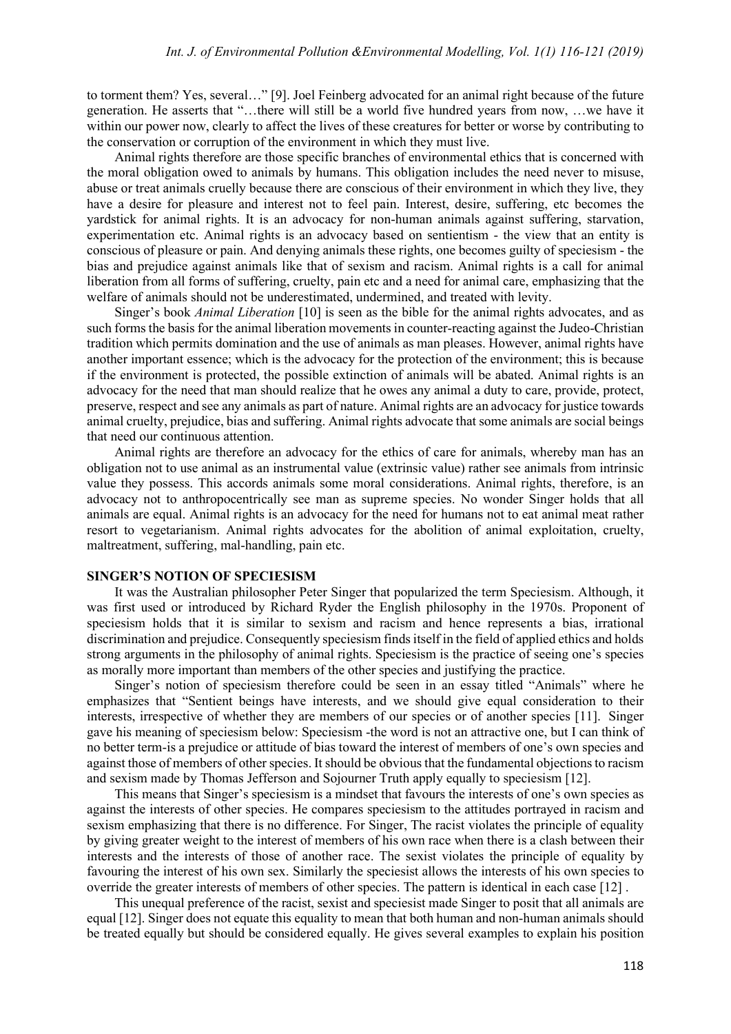to torment them? Yes, several…" [9]. Joel Feinberg advocated for an animal right because of the future generation. He asserts that "…there will still be a world five hundred years from now, …we have it within our power now, clearly to affect the lives of these creatures for better or worse by contributing to the conservation or corruption of the environment in which they must live.

Animal rights therefore are those specific branches of environmental ethics that is concerned with the moral obligation owed to animals by humans. This obligation includes the need never to misuse, abuse or treat animals cruelly because there are conscious of their environment in which they live, they have a desire for pleasure and interest not to feel pain. Interest, desire, suffering, etc becomes the yardstick for animal rights. It is an advocacy for non-human animals against suffering, starvation, experimentation etc. Animal rights is an advocacy based on sentientism - the view that an entity is conscious of pleasure or pain. And denying animals these rights, one becomes guilty of speciesism - the bias and prejudice against animals like that of sexism and racism. Animal rights is a call for animal liberation from all forms of suffering, cruelty, pain etc and a need for animal care, emphasizing that the welfare of animals should not be underestimated, undermined, and treated with levity.

Singer's book *Animal Liberation* [10] is seen as the bible for the animal rights advocates, and as such forms the basis for the animal liberation movements in counter-reacting against the Judeo-Christian tradition which permits domination and the use of animals as man pleases. However, animal rights have another important essence; which is the advocacy for the protection of the environment; this is because if the environment is protected, the possible extinction of animals will be abated. Animal rights is an advocacy for the need that man should realize that he owes any animal a duty to care, provide, protect, preserve, respect and see any animals as part of nature. Animal rights are an advocacy for justice towards animal cruelty, prejudice, bias and suffering. Animal rights advocate that some animals are social beings that need our continuous attention.

Animal rights are therefore an advocacy for the ethics of care for animals, whereby man has an obligation not to use animal as an instrumental value (extrinsic value) rather see animals from intrinsic value they possess. This accords animals some moral considerations. Animal rights, therefore, is an advocacy not to anthropocentrically see man as supreme species. No wonder Singer holds that all animals are equal. Animal rights is an advocacy for the need for humans not to eat animal meat rather resort to vegetarianism. Animal rights advocates for the abolition of animal exploitation, cruelty, maltreatment, suffering, mal-handling, pain etc.

## SINGER'S NOTION OF SPECIESISM

It was the Australian philosopher Peter Singer that popularized the term Speciesism. Although, it was first used or introduced by Richard Ryder the English philosophy in the 1970s. Proponent of speciesism holds that it is similar to sexism and racism and hence represents a bias, irrational discrimination and prejudice. Consequently speciesism finds itself in the field of applied ethics and holds strong arguments in the philosophy of animal rights. Speciesism is the practice of seeing one's species as morally more important than members of the other species and justifying the practice.

Singer's notion of speciesism therefore could be seen in an essay titled "Animals" where he emphasizes that "Sentient beings have interests, and we should give equal consideration to their interests, irrespective of whether they are members of our species or of another species [11]. Singer gave his meaning of speciesism below: Speciesism -the word is not an attractive one, but I can think of no better term-is a prejudice or attitude of bias toward the interest of members of one's own species and against those of members of other species. It should be obvious that the fundamental objections to racism and sexism made by Thomas Jefferson and Sojourner Truth apply equally to speciesism [12].

This means that Singer's speciesism is a mindset that favours the interests of one's own species as against the interests of other species. He compares speciesism to the attitudes portrayed in racism and sexism emphasizing that there is no difference. For Singer, The racist violates the principle of equality by giving greater weight to the interest of members of his own race when there is a clash between their interests and the interests of those of another race. The sexist violates the principle of equality by favouring the interest of his own sex. Similarly the speciesist allows the interests of his own species to override the greater interests of members of other species. The pattern is identical in each case [12] .

This unequal preference of the racist, sexist and speciesist made Singer to posit that all animals are equal [12]. Singer does not equate this equality to mean that both human and non-human animals should be treated equally but should be considered equally. He gives several examples to explain his position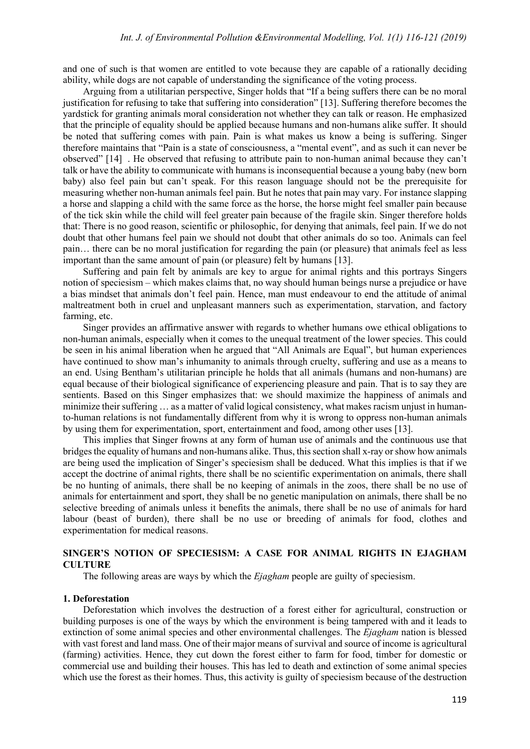and one of such is that women are entitled to vote because they are capable of a rationally deciding ability, while dogs are not capable of understanding the significance of the voting process.

Arguing from a utilitarian perspective, Singer holds that "If a being suffers there can be no moral justification for refusing to take that suffering into consideration" [13]. Suffering therefore becomes the yardstick for granting animals moral consideration not whether they can talk or reason. He emphasized that the principle of equality should be applied because humans and non-humans alike suffer. It should be noted that suffering comes with pain. Pain is what makes us know a being is suffering. Singer therefore maintains that "Pain is a state of consciousness, a "mental event", and as such it can never be observed" [14] . He observed that refusing to attribute pain to non-human animal because they can't talk or have the ability to communicate with humans is inconsequential because a young baby (new born baby) also feel pain but can't speak. For this reason language should not be the prerequisite for measuring whether non-human animals feel pain. But he notes that pain may vary. For instance slapping a horse and slapping a child with the same force as the horse, the horse might feel smaller pain because of the tick skin while the child will feel greater pain because of the fragile skin. Singer therefore holds that: There is no good reason, scientific or philosophic, for denying that animals, feel pain. If we do not doubt that other humans feel pain we should not doubt that other animals do so too. Animals can feel pain… there can be no moral justification for regarding the pain (or pleasure) that animals feel as less important than the same amount of pain (or pleasure) felt by humans [13].

Suffering and pain felt by animals are key to argue for animal rights and this portrays Singers notion of speciesism – which makes claims that, no way should human beings nurse a prejudice or have a bias mindset that animals don't feel pain. Hence, man must endeavour to end the attitude of animal maltreatment both in cruel and unpleasant manners such as experimentation, starvation, and factory farming, etc.

Singer provides an affirmative answer with regards to whether humans owe ethical obligations to non-human animals, especially when it comes to the unequal treatment of the lower species. This could be seen in his animal liberation when he argued that "All Animals are Equal", but human experiences have continued to show man's inhumanity to animals through cruelty, suffering and use as a means to an end. Using Bentham's utilitarian principle he holds that all animals (humans and non-humans) are equal because of their biological significance of experiencing pleasure and pain. That is to say they are sentients. Based on this Singer emphasizes that: we should maximize the happiness of animals and minimize their suffering … as a matter of valid logical consistency, what makes racism unjust in human-to-human relations is not fundamentally different from why it is wrong to oppress non-human animals by using them for experimentation, sport, entertainment and food, among other uses [13].

This implies that Singer frowns at any form of human use of animals and the continuous use that bridges the equality of humans and non-humans alike. Thus, this section shall x-ray or show how animals are being used the implication of Singer's speciesism shall be deduced. What this implies is that if we accept the doctrine of animal rights, there shall be no scientific experimentation on animals, there shall be no hunting of animals, there shall be no keeping of animals in the zoos, there shall be no use of animals for entertainment and sport, they shall be no genetic manipulation on animals, there shall be no selective breeding of animals unless it benefits the animals, there shall be no use of animals for hard labour (beast of burden), there shall be no use or breeding of animals for food, clothes and experimentation for medical reasons.

## SINGER'S NOTION OF SPECIESISM: A CASE FOR ANIMAL RIGHTS IN EJAGHAM CULTURE

The following areas are ways by which the *Ejagham* people are guilty of speciesism.

### 1. Deforestation

Deforestation which involves the destruction of a forest either for agricultural, construction or building purposes is one of the ways by which the environment is being tampered with and it leads to extinction of some animal species and other environmental challenges. The *Ejagham* nation is blessed with vast forest and land mass. One of their major means of survival and source of income is agricultural (farming) activities. Hence, they cut down the forest either to farm for food, timber for domestic or commercial use and building their houses. This has led to death and extinction of some animal species which use the forest as their homes. Thus, this activity is guilty of speciesism because of the destruction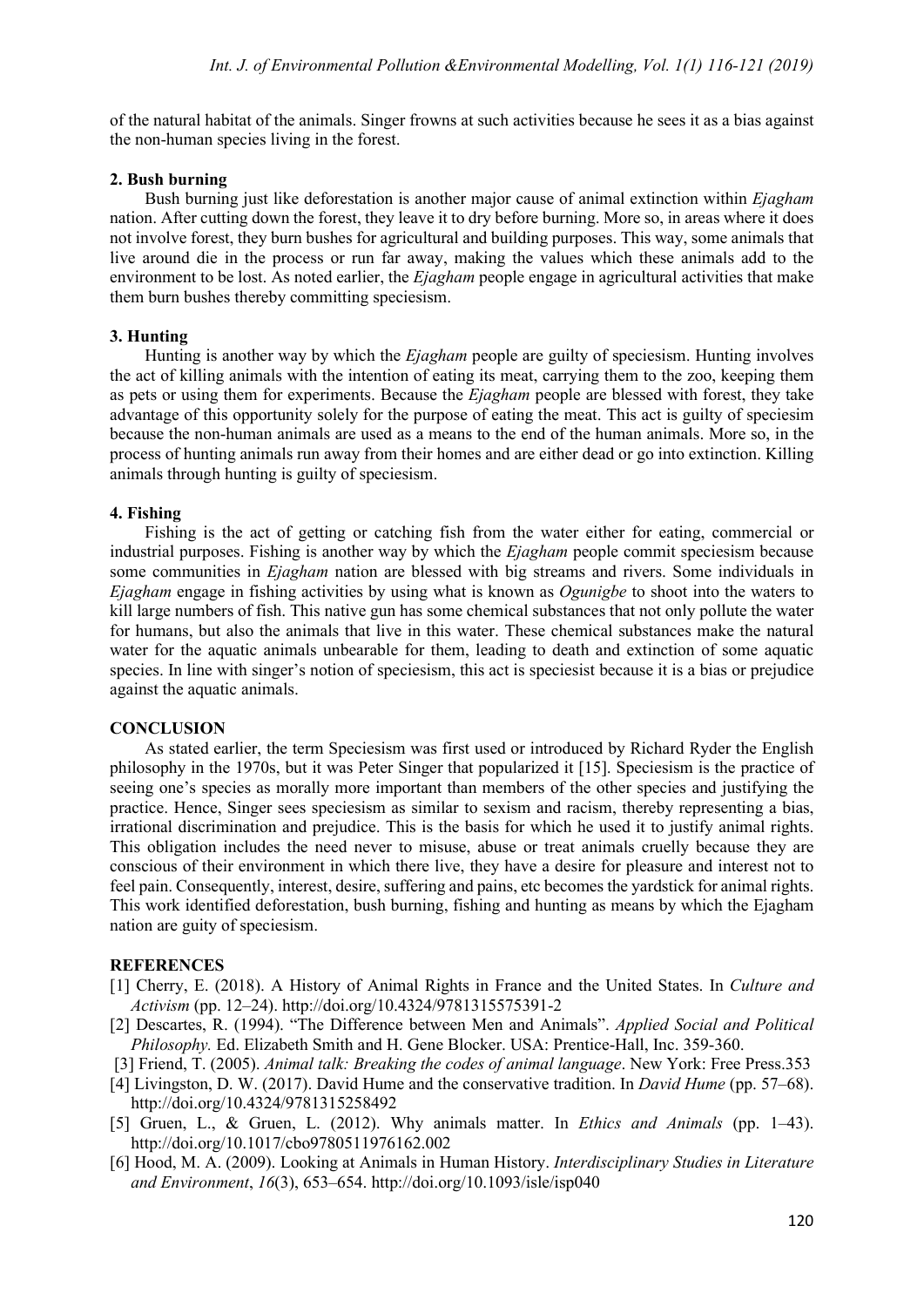of the natural habitat of the animals. Singer frowns at such activities because he sees it as a bias against the non-human species living in the forest.

### 2. Bush burning

Bush burning just like deforestation is another major cause of animal extinction within *Ejagham* nation. After cutting down the forest, they leave it to dry before burning. More so, in areas where it does not involve forest, they burn bushes for agricultural and building purposes. This way, some animals that live around die in the process or run far away, making the values which these animals add to the environment to be lost. As noted earlier, the *Ejagham* people engage in agricultural activities that make them burn bushes thereby committing speciesism.

### 3. Hunting

Hunting is another way by which the *Ejagham* people are guilty of speciesism. Hunting involves the act of killing animals with the intention of eating its meat, carrying them to the zoo, keeping them as pets or using them for experiments. Because the *Ejagham* people are blessed with forest, they take advantage of this opportunity solely for the purpose of eating the meat. This act is guilty of speciesim because the non-human animals are used as a means to the end of the human animals. More so, in the process of hunting animals run away from their homes and are either dead or go into extinction. Killing animals through hunting is guilty of speciesism.

### 4. Fishing

Fishing is the act of getting or catching fish from the water either for eating, commercial or industrial purposes. Fishing is another way by which the *Ejagham* people commit speciesism because some communities in *Ejagham* nation are blessed with big streams and rivers. Some individuals in *Ejagham* engage in fishing activities by using what is known as *Ogunigbe* to shoot into the waters to kill large numbers of fish. This native gun has some chemical substances that not only pollute the water for humans, but also the animals that live in this water. These chemical substances make the natural water for the aquatic animals unbearable for them, leading to death and extinction of some aquatic species. In line with singer's notion of speciesism, this act is speciesist because it is a bias or prejudice against the aquatic animals.

## CONCLUSION

As stated earlier, the term Speciesism was first used or introduced by Richard Ryder the English philosophy in the 1970s, but it was Peter Singer that popularized it [15]. Speciesism is the practice of seeing one's species as morally more important than members of the other species and justifying the practice. Hence, Singer sees speciesism as similar to sexism and racism, thereby representing a bias, irrational discrimination and prejudice. This is the basis for which he used it to justify animal rights. This obligation includes the need never to misuse, abuse or treat animals cruelly because they are conscious of their environment in which there live, they have a desire for pleasure and interest not to feel pain. Consequently, interest, desire, suffering and pains, etc becomes the yardstick for animal rights. This work identified deforestation, bush burning, fishing and hunting as means by which the Ejagham nation are guity of speciesism.

## REFERENCES

[1] Cherry, E. (2018). A History of Animal Rights in France and the United States. In *Culture and Activism* (pp. 12–24). http://doi.org/10.4324/9781315575391-2

[2] Descartes, R. (1994). "The Difference between Men and Animals". *Applied Social and Political Philosophy.* Ed. Elizabeth Smith and H. Gene Blocker. USA: Prentice-Hall, Inc. 359-360.

[3] Friend, T. (2005). *Animal talk: Breaking the codes of animal language*. New York: Free Press.353

[4] Livingston, D. W. (2017). David Hume and the conservative tradition. In *David Hume* (pp. 57–68). http://doi.org/10.4324/9781315258492

[5] Gruen, L., & Gruen, L. (2012). Why animals matter. In *Ethics and Animals* (pp. 1–43). http://doi.org/10.1017/cbo9780511976162.002

[6] Hood, M. A. (2009). Looking at Animals in Human History. *Interdisciplinary Studies in Literature and Environment*, *16*(3), 653–654. http://doi.org/10.1093/isle/isp040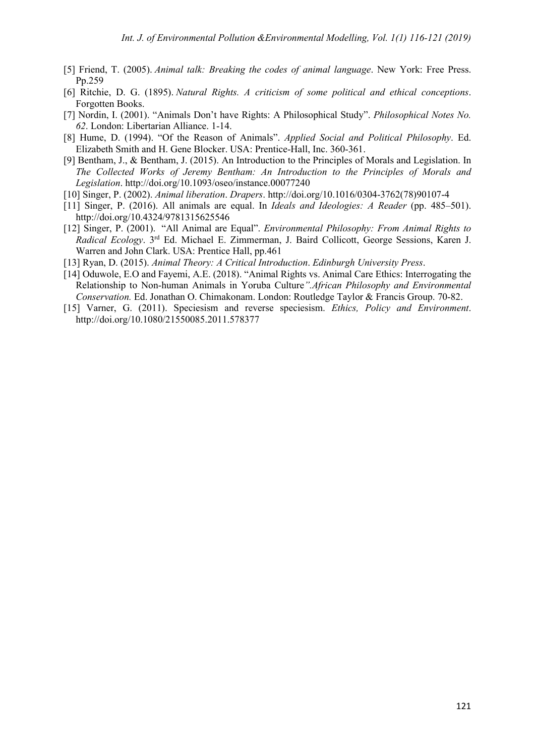[5] Friend, T. (2005). *Animal talk: Breaking the codes of animal language*. New York: Free Press. Pp.259

[6] Ritchie, D. G. (1895). *Natural Rights. A criticism of some political and ethical conceptions*. Forgotten Books.

[7] Nordin, I. (2001). "Animals Don't have Rights: A Philosophical Study". *Philosophical Notes No. 62*. London: Libertarian Alliance. 1-14.

[8] Hume, D. (1994). "Of the Reason of Animals". *Applied Social and Political Philosophy*. Ed. Elizabeth Smith and H. Gene Blocker. USA: Prentice-Hall, Inc. 360-361.

[9] Bentham, J., & Bentham, J. (2015). An Introduction to the Principles of Morals and Legislation. In *The Collected Works of Jeremy Bentham: An Introduction to the Principles of Morals and Legislation*. http://doi.org/10.1093/oseo/instance.00077240

[10] Singer, P. (2002). *Animal liberation*. *Drapers*. http://doi.org/10.1016/0304-3762(78)90107-4

[11] Singer, P. (2016). All animals are equal. In *Ideals and Ideologies: A Reader* (pp. 485–501). http://doi.org/10.4324/9781315625546

[12] Singer, P. (2001). "All Animal are Equal". *Environmental Philosophy: From Animal Rights to Radical Ecology*. 3rd Ed. Michael E. Zimmerman, J. Baird Collicott, George Sessions, Karen J. Warren and John Clark. USA: Prentice Hall, pp.461

[13] Ryan, D. (2015). *Animal Theory: A Critical Introduction*. *Edinburgh University Press*.

[14] Oduwole, E.O and Fayemi, A.E. (2018). "Animal Rights vs. Animal Care Ethics: Interrogating the Relationship to Non-human Animals in Yoruba Culture*".African Philosophy and Environmental Conservation.* Ed. Jonathan O. Chimakonam. London: Routledge Taylor & Francis Group. 70-82.

[15] Varner, G. (2011). Speciesism and reverse speciesism. *Ethics, Policy and Environment*. http://doi.org/10.1080/21550085.2011.578377